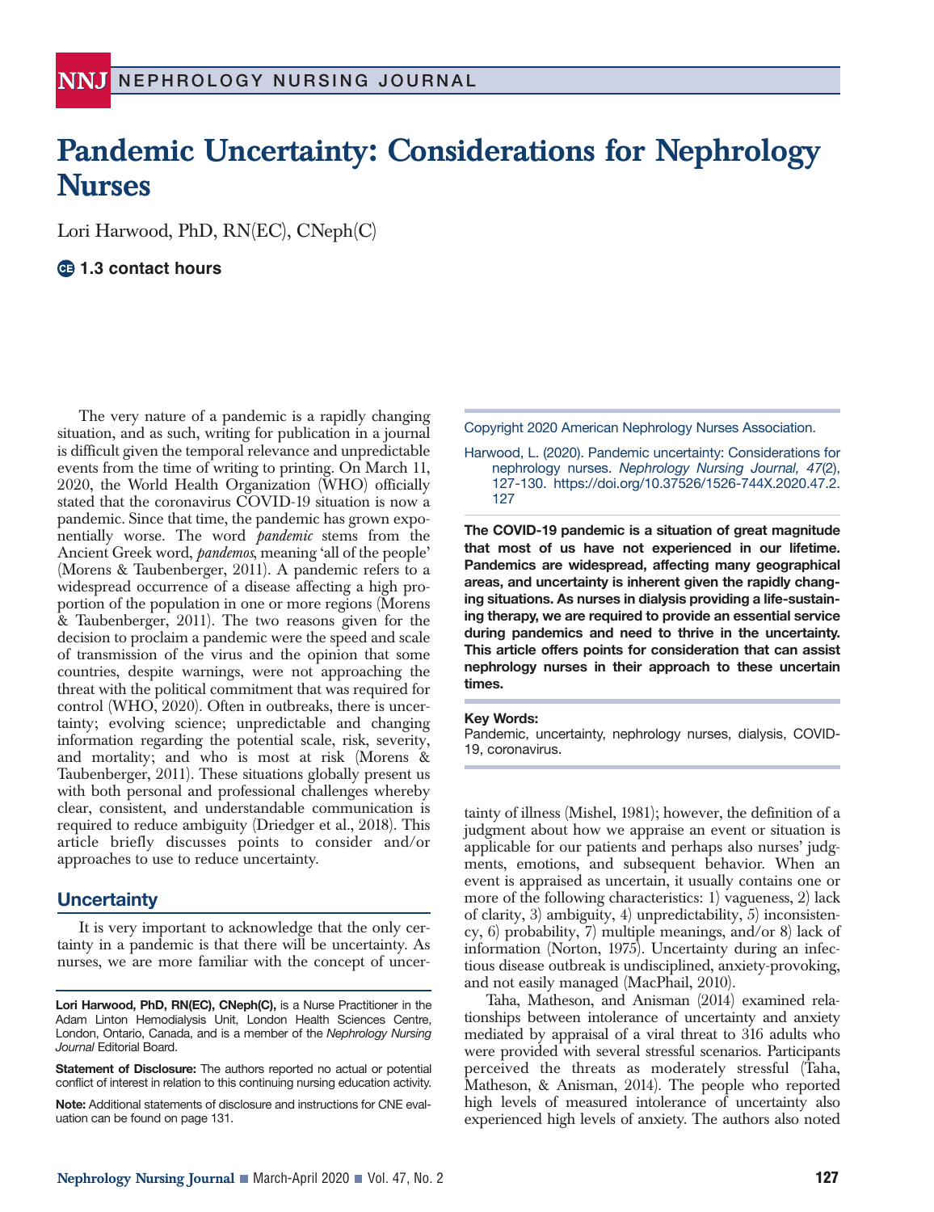# Pandemic Uncertainty: Considerations for Nephrology Nurses

Lori Harwood, PhD, RN(EC), CNeph(C)

**1.3 contact hours**

Copyright 2020 American Nephrology Nurses Association.

Harwood, L. (2020). Pandemic uncertainty: Considerations for nephrology nurses. *Nephrology Nursing Journal, 47*(2), 127-130. https://doi.org/10.37526/1526-744X.2020.47.2.127

**The COVID-19 pandemic is a situation of great magnitude that most of us have not experienced in our lifetime. Pandemics are widespread, affecting many geographical areas, and uncertainty is inherent given the rapidly changing situations. As nurses in dialysis providing a life-sustaining therapy, we are required to provide an essential service during pandemics and need to thrive in the uncertainty. This article offers points for consideration that can assist nephrology nurses in their approach to these uncertain times.**

**Key Words:**
Pandemic, uncertainty, nephrology nurses, dialysis, COVID-19, coronavirus.

The very nature of a pandemic is a rapidly changing situation, and as such, writing for publication in a journal is difficult given the temporal relevance and unpredictable events from the time of writing to printing. On March 11, 2020, the World Health Organization (WHO) officially stated that the coronavirus COVID-19 situation is now a pandemic. Since that time, the pandemic has grown exponentially worse. The word *pandemic* stems from the Ancient Greek word, *pandemos*, meaning 'all of the people' (Morens & Taubenberger, 2011). A pandemic refers to a widespread occurrence of a disease affecting a high proportion of the population in one or more regions (Morens & Taubenberger, 2011). The two reasons given for the decision to proclaim a pandemic were the speed and scale of transmission of the virus and the opinion that some countries, despite warnings, were not approaching the threat with the political commitment that was required for control (WHO, 2020). Often in outbreaks, there is uncertainty; evolving science; unpredictable and changing information regarding the potential scale, risk, severity, and mortality; and who is most at risk (Morens & Taubenberger, 2011). These situations globally present us with both personal and professional challenges whereby clear, consistent, and understandable communication is required to reduce ambiguity (Driedger et al., 2018). This article briefly discusses points to consider and/or approaches to use to reduce uncertainty.

## Uncertainty

It is very important to acknowledge that the only certainty in a pandemic is that there will be uncertainty. As nurses, we are more familiar with the concept of uncertainty of illness (Mishel, 1981); however, the definition of a judgment about how we appraise an event or situation is applicable for our patients and perhaps also nurses' judgments, emotions, and subsequent behavior. When an event is appraised as uncertain, it usually contains one or more of the following characteristics: 1) vagueness, 2) lack of clarity, 3) ambiguity, 4) unpredictability, 5) inconsistency, 6) probability, 7) multiple meanings, and/or 8) lack of information (Norton, 1975). Uncertainty during an infectious disease outbreak is undisciplined, anxiety-provoking, and not easily managed (MacPhail, 2010).

Taha, Matheson, and Anisman (2014) examined relationships between intolerance of uncertainty and anxiety mediated by appraisal of a viral threat to 316 adults who were provided with several stressful scenarios. Participants perceived the threats as moderately stressful (Taha, Matheson, & Anisman, 2014). The people who reported high levels of measured intolerance of uncertainty also experienced high levels of anxiety. The authors also noted

**Lori Harwood, PhD, RN(EC), CNeph(C),** is a Nurse Practitioner in the Adam Linton Hemodialysis Unit, London Health Sciences Centre, London, Ontario, Canada, and is a member of the *Nephrology Nursing Journal* Editorial Board.

**Statement of Disclosure:** The authors reported no actual or potential conflict of interest in relation to this continuing nursing education activity.

**Note:** Additional statements of disclosure and instructions for CNE evaluation can be found on page 131.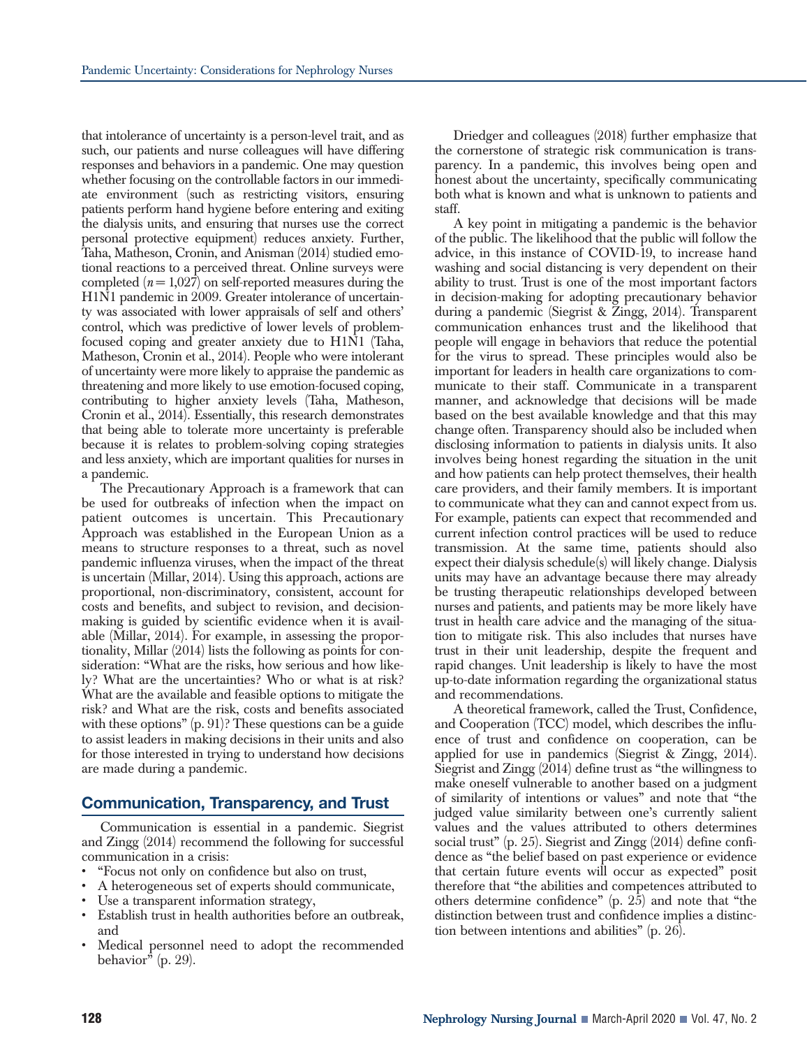that intolerance of uncertainty is a person-level trait, and as such, our patients and nurse colleagues will have differing responses and behaviors in a pandemic. One may question whether focusing on the controllable factors in our immediate environment (such as restricting visitors, ensuring patients perform hand hygiene before entering and exiting the dialysis units, and ensuring that nurses use the correct personal protective equipment) reduces anxiety. Further, Taha, Matheson, Cronin, and Anisman (2014) studied emotional reactions to a perceived threat. Online surveys were completed ($n = 1,027$) on self-reported measures during the H1N1 pandemic in 2009. Greater intolerance of uncertainty was associated with lower appraisals of self and others' control, which was predictive of lower levels of problem-focused coping and greater anxiety due to H1N1 (Taha, Matheson, Cronin et al., 2014). People who were intolerant of uncertainty were more likely to appraise the pandemic as threatening and more likely to use emotion-focused coping, contributing to higher anxiety levels (Taha, Matheson, Cronin et al., 2014). Essentially, this research demonstrates that being able to tolerate more uncertainty is preferable because it is relates to problem-solving coping strategies and less anxiety, which are important qualities for nurses in a pandemic.

The Precautionary Approach is a framework that can be used for outbreaks of infection when the impact on patient outcomes is uncertain. This Precautionary Approach was established in the European Union as a means to structure responses to a threat, such as novel pandemic influenza viruses, when the impact of the threat is uncertain (Millar, 2014). Using this approach, actions are proportional, non-discriminatory, consistent, account for costs and benefits, and subject to revision, and decision-making is guided by scientific evidence when it is available (Millar, 2014). For example, in assessing the proportionality, Millar (2014) lists the following as points for consideration: "What are the risks, how serious and how likely? What are the uncertainties? Who or what is at risk? What are the available and feasible options to mitigate the risk? and What are the risk, costs and benefits associated with these options" (p. 91)? These questions can be a guide to assist leaders in making decisions in their units and also for those interested in trying to understand how decisions are made during a pandemic.

## Communication, Transparency, and Trust

Communication is essential in a pandemic. Siegrist and Zingg (2014) recommend the following for successful communication in a crisis:

- "Focus not only on confidence but also on trust,
- A heterogeneous set of experts should communicate,
- Use a transparent information strategy,
- Establish trust in health authorities before an outbreak, and
- Medical personnel need to adopt the recommended behavior" (p. 29).

Driedger and colleagues (2018) further emphasize that the cornerstone of strategic risk communication is transparency. In a pandemic, this involves being open and honest about the uncertainty, specifically communicating both what is known and what is unknown to patients and staff.

A key point in mitigating a pandemic is the behavior of the public. The likelihood that the public will follow the advice, in this instance of COVID-19, to increase hand washing and social distancing is very dependent on their ability to trust. Trust is one of the most important factors in decision-making for adopting precautionary behavior during a pandemic (Siegrist & Zingg, 2014). Transparent communication enhances trust and the likelihood that people will engage in behaviors that reduce the potential for the virus to spread. These principles would also be important for leaders in health care organizations to communicate to their staff. Communicate in a transparent manner, and acknowledge that decisions will be made based on the best available knowledge and that this may change often. Transparency should also be included when disclosing information to patients in dialysis units. It also involves being honest regarding the situation in the unit and how patients can help protect themselves, their health care providers, and their family members. It is important to communicate what they can and cannot expect from us. For example, patients can expect that recommended and current infection control practices will be used to reduce transmission. At the same time, patients should also expect their dialysis schedule(s) will likely change. Dialysis units may have an advantage because there may already be trusting therapeutic relationships developed between nurses and patients, and patients may be more likely have trust in health care advice and the managing of the situation to mitigate risk. This also includes that nurses have trust in their unit leadership, despite the frequent and rapid changes. Unit leadership is likely to have the most up-to-date information regarding the organizational status and recommendations.

A theoretical framework, called the Trust, Confidence, and Cooperation (TCC) model, which describes the influence of trust and confidence on cooperation, can be applied for use in pandemics (Siegrist & Zingg, 2014). Siegrist and Zingg (2014) define trust as "the willingness to make oneself vulnerable to another based on a judgment of similarity of intentions or values" and note that "the judged value similarity between one's currently salient values and the values attributed to others determines social trust" (p. 25). Siegrist and Zingg (2014) define confidence as "the belief based on past experience or evidence that certain future events will occur as expected" posit therefore that "the abilities and competences attributed to others determine confidence" (p. 25) and note that "the distinction between trust and confidence implies a distinction between intentions and abilities" (p. 26).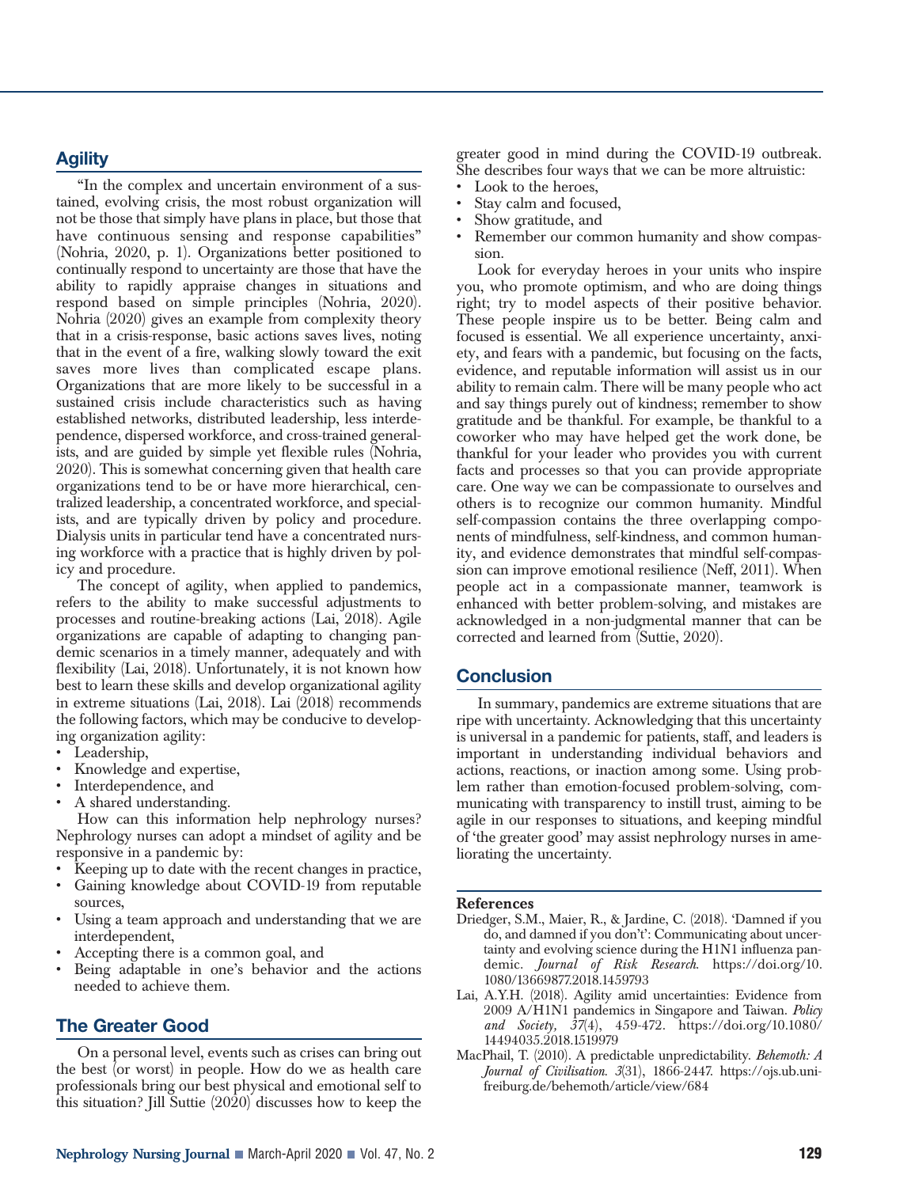## Agility

"In the complex and uncertain environment of a sustained, evolving crisis, the most robust organization will not be those that simply have plans in place, but those that have continuous sensing and response capabilities" (Nohria, 2020, p. 1). Organizations better positioned to continually respond to uncertainty are those that have the ability to rapidly appraise changes in situations and respond based on simple principles (Nohria, 2020). Nohria (2020) gives an example from complexity theory that in a crisis-response, basic actions saves lives, noting that in the event of a fire, walking slowly toward the exit saves more lives than complicated escape plans. Organizations that are more likely to be successful in a sustained crisis include characteristics such as having established networks, distributed leadership, less interdependence, dispersed workforce, and cross-trained generalists, and are guided by simple yet flexible rules (Nohria, 2020). This is somewhat concerning given that health care organizations tend to be or have more hierarchical, centralized leadership, a concentrated workforce, and specialists, and are typically driven by policy and procedure. Dialysis units in particular tend have a concentrated nursing workforce with a practice that is highly driven by policy and procedure.

The concept of agility, when applied to pandemics, refers to the ability to make successful adjustments to processes and routine-breaking actions (Lai, 2018). Agile organizations are capable of adapting to changing pandemic scenarios in a timely manner, adequately and with flexibility (Lai, 2018). Unfortunately, it is not known how best to learn these skills and develop organizational agility in extreme situations (Lai, 2018). Lai (2018) recommends the following factors, which may be conducive to developing organization agility:

- Leadership,
- Knowledge and expertise,
- Interdependence, and
- A shared understanding.

How can this information help nephrology nurses? Nephrology nurses can adopt a mindset of agility and be responsive in a pandemic by:

- Keeping up to date with the recent changes in practice,
- Gaining knowledge about COVID-19 from reputable sources,
- Using a team approach and understanding that we are interdependent,
- Accepting there is a common goal, and
- Being adaptable in one's behavior and the actions needed to achieve them.

## The Greater Good

On a personal level, events such as crises can bring out the best (or worst) in people. How do we as health care professionals bring our best physical and emotional self to this situation? Jill Suttie (2020) discusses how to keep the greater good in mind during the COVID-19 outbreak. She describes four ways that we can be more altruistic:

- Look to the heroes,
- Stay calm and focused,
- Show gratitude, and
- Remember our common humanity and show compassion.

Look for everyday heroes in your units who inspire you, who promote optimism, and who are doing things right; try to model aspects of their positive behavior. These people inspire us to be better. Being calm and focused is essential. We all experience uncertainty, anxiety, and fears with a pandemic, but focusing on the facts, evidence, and reputable information will assist us in our ability to remain calm. There will be many people who act and say things purely out of kindness; remember to show gratitude and be thankful. For example, be thankful to a coworker who may have helped get the work done, be thankful for your leader who provides you with current facts and processes so that you can provide appropriate care. One way we can be compassionate to ourselves and others is to recognize our common humanity. Mindful self-compassion contains the three overlapping components of mindfulness, self-kindness, and common humanity, and evidence demonstrates that mindful self-compassion can improve emotional resilience (Neff, 2011). When people act in a compassionate manner, teamwork is enhanced with better problem-solving, and mistakes are acknowledged in a non-judgmental manner that can be corrected and learned from (Suttie, 2020).

## Conclusion

In summary, pandemics are extreme situations that are ripe with uncertainty. Acknowledging that this uncertainty is universal in a pandemic for patients, staff, and leaders is important in understanding individual behaviors and actions, reactions, or inaction among some. Using problem rather than emotion-focused problem-solving, communicating with transparency to instill trust, aiming to be agile in our responses to situations, and keeping mindful of 'the greater good' may assist nephrology nurses in ameliorating the uncertainty.

**References**

Driedger, S.M., Maier, R., & Jardine, C. (2018). 'Damned if you do, and damned if you don't': Communicating about uncertainty and evolving science during the H1N1 influenza pandemic. *Journal of Risk Research*. https://doi.org/10.1080/13669877.2018.1459793

Lai, A.Y.H. (2018). Agility amid uncertainties: Evidence from 2009 A/H1N1 pandemics in Singapore and Taiwan. *Policy and Society, 37*(4), 459-472. https://doi.org/10.1080/14494035.2018.1519979

MacPhail, T. (2010). A predictable unpredictability. *Behemoth: A Journal of Civilisation. 3*(31), 1866-2447. https://ojs.ub.uni-freiburg.de/behemoth/article/view/684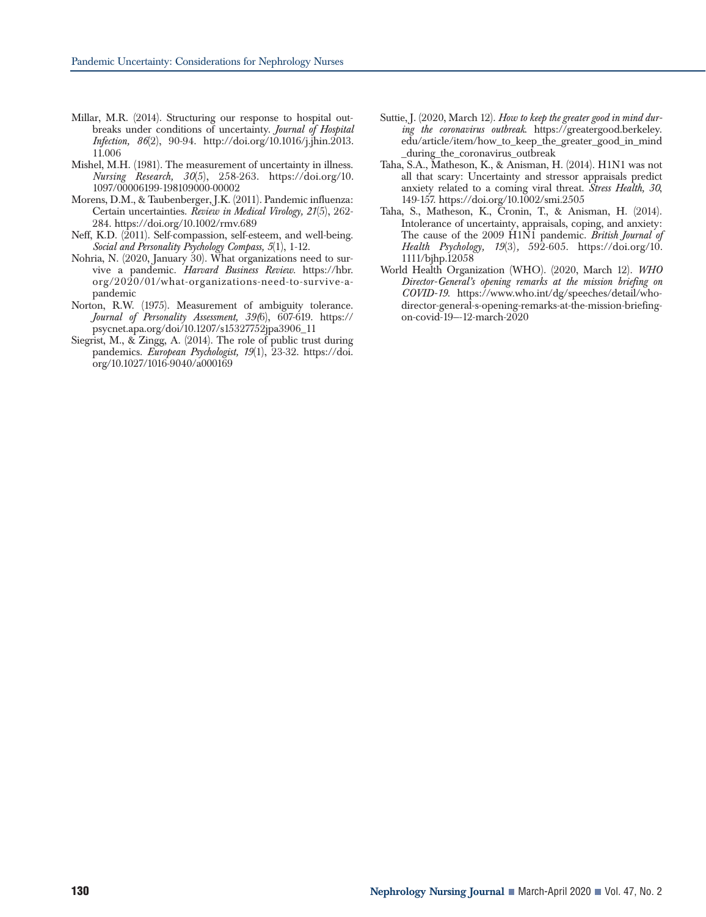Millar, M.R. (2014). Structuring our response to hospital outbreaks under conditions of uncertainty. *Journal of Hospital Infection, 86*(2), 90-94. http://doi.org/10.1016/j.jhin.2013.11.006

Mishel, M.H. (1981). The measurement of uncertainty in illness. *Nursing Research, 30*(5), 258-263. https://doi.org/10.1097/00006199-198109000-00002

Morens, D.M., & Taubenberger, J.K. (2011). Pandemic influenza: Certain uncertainties. *Review in Medical Virology, 21*(5), 262-284. https://doi.org/10.1002/rmv.689

Neff, K.D. (2011). Self-compassion, self-esteem, and well-being. *Social and Personality Psychology Compass, 5*(1), 1-12.

Nohria, N. (2020, January 30). What organizations need to survive a pandemic. *Harvard Business Review.* https://hbr.org/2020/01/what-organizations-need-to-survive-a-pandemic

Norton, R.W. (1975). Measurement of ambiguity tolerance. *Journal of Personality Assessment, 39*(6), 607-619. https://psycnet.apa.org/doi/10.1207/s15327752jpa3906_11

Siegrist, M., & Zingg, A. (2014). The role of public trust during pandemics. *European Psychologist, 19*(1), 23-32. https://doi.org/10.1027/1016-9040/a000169

Suttie, J. (2020, March 12). *How to keep the greater good in mind during the coronavirus outbreak.* https://greatergood.berkeley.edu/article/item/how_to_keep_the_greater_good_in_mind_during_the_coronavirus_outbreak

Taha, S.A., Matheson, K., & Anisman, H. (2014). H1N1 was not all that scary: Uncertainty and stressor appraisals predict anxiety related to a coming viral threat. *Stress Health, 30*, 149-157. https://doi.org/10.1002/smi.2505

Taha, S., Matheson, K., Cronin, T., & Anisman, H. (2014). Intolerance of uncertainty, appraisals, coping, and anxiety: The cause of the 2009 H1N1 pandemic. *British Journal of Health Psychology, 19*(3), 592-605. https://doi.org/10.1111/bjhp.12058

World Health Organization (WHO). (2020, March 12). *WHO Director-General's opening remarks at the mission briefing on COVID-19.* https://www.who.int/dg/speeches/detail/who-director-general-s-opening-remarks-at-the-mission-briefing-on-covid-19---12-march-2020